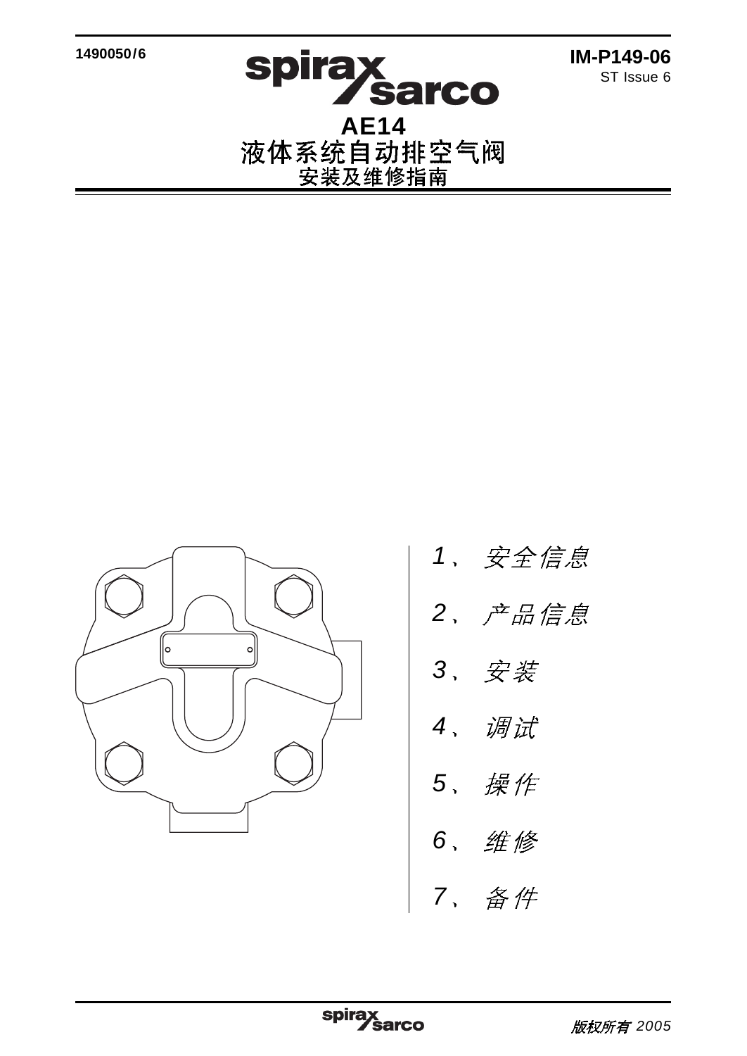1490050/6

IM-P149-06
ST Issue 6

# AE14
# 液体系统自动排空气阀
## 安装及维修指南

*1、 安全信息*

*2、 产品信息*

*3、 安装*

*4、 调试*

*5、 操作*

*6、 维修*

*7、 备件*

*版权所有 2005*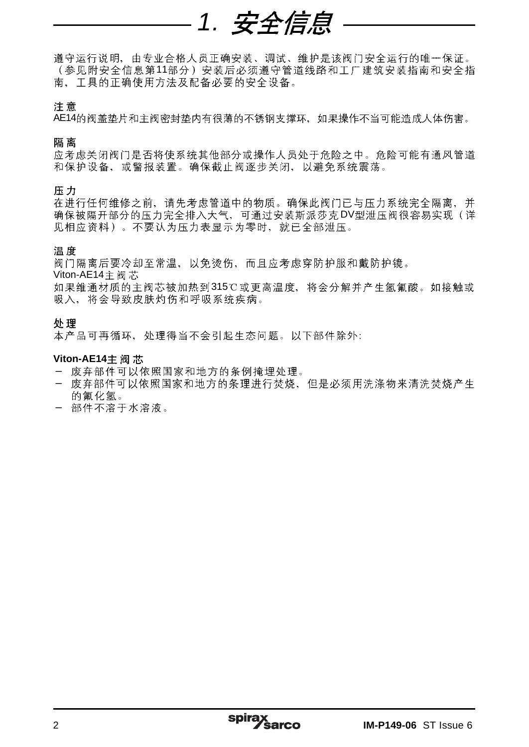# 1. 安全信息

遵守运行说明，由专业合格人员正确安装、调试、维护是该阀门安全运行的唯一保证。（参见附安全信息第11部分）安装后必须遵守管道线路和工厂建筑安装指南和安全指南，工具的正确使用方法及配备必要的安全设备。

### 注意

AE14的阀盖垫片和主阀密封垫内有很薄的不锈钢支撑环，如果操作不当可能造成人体伤害。

### 隔离

应考虑关闭阀门是否将使系统其他部分或操作人员处于危险之中。危险可能有通风管道和保护设备，或警报装置。确保截止阀逐步关闭，以避免系统震荡。

### 压力

在进行任何维修之前，请先考虑管道中的物质。确保此阀门已与压力系统完全隔离，并确保被隔开部分的压力完全排入大气，可通过安装斯派莎克DV型泄压阀很容易实现（详见相应资料）。不要认为压力表显示为零时，就已全部泄压。

### 温度

阀门隔离后要冷却至常温，以免烫伤，而且应考虑穿防护服和戴防护镜。

Viton-AE14主阀芯

如果维通材质的主阀芯被加热到315℃或更高温度，将会分解并产生氢氟酸。如接触或吸入，将会导致皮肤灼伤和呼吸系统疾病。

### 处理

本产品可再循环，处理得当不会引起生态问题。以下部件除外:

**Viton-AE14主阀芯**

- 废弃部件可以依照国家和地方的条例掩埋处理。
- 废弃部件可以依照国家和地方的条理进行焚烧，但是必须用洗涤物来清洗焚烧产生的氟化氢。
- 部件不溶于水溶液。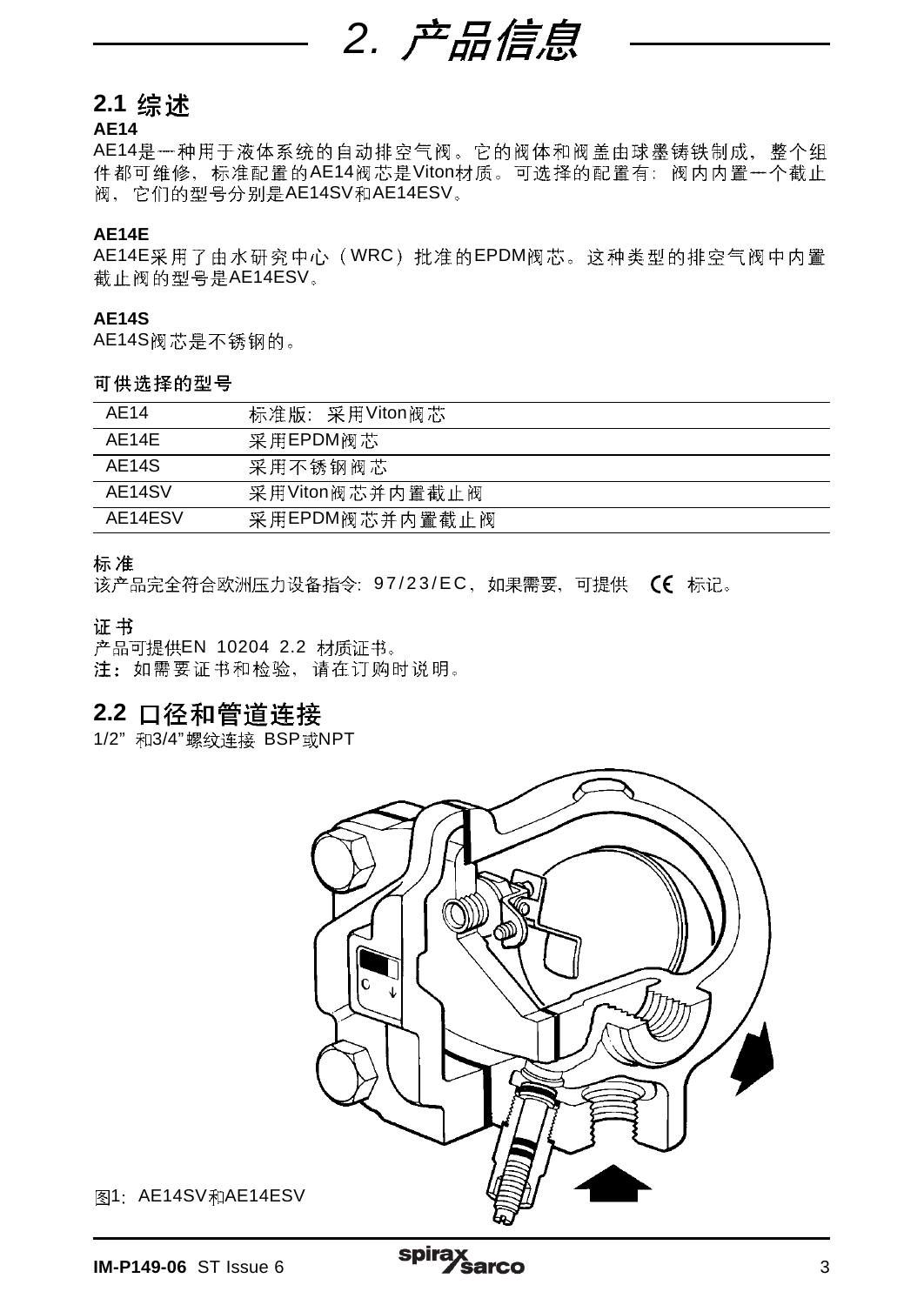# 2. 产品信息

## 2.1 综述

**AE14**

AE14是一种用于液体系统的自动排空气阀。它的阀体和阀盖由球墨铸铁制成，整个组件都可维修，标准配置的AE14阀芯是Viton材质。可选择的配置有：阀内内置一个截止阀，它们的型号分别是AE14SV和AE14ESV。

**AE14E**

AE14E采用了由水研究中心（WRC）批准的EPDM阀芯。这种类型的排空气阀中内置截止阀的型号是AE14ESV。

**AE14S**

AE14S阀芯是不锈钢的。

**可供选择的型号**

| | |
|---|---|
| AE14 | 标准版：采用Viton阀芯 |
| AE14E | 采用EPDM阀芯 |
| AE14S | 采用不锈钢阀芯 |
| AE14SV | 采用Viton阀芯并内置截止阀 |
| AE14ESV | 采用EPDM阀芯并内置截止阀 |

**标准**

该产品完全符合欧洲压力设备指令：97/23/EC，如果需要，可提供 CE 标记。

**证书**

产品可提供EN 10204 2.2 材质证书。

**注：**如需要证书和检验，请在订购时说明。

## 2.2 口径和管道连接

1/2" 和3/4"螺纹连接 BSP或NPT

图1：AE14SV和AE14ESV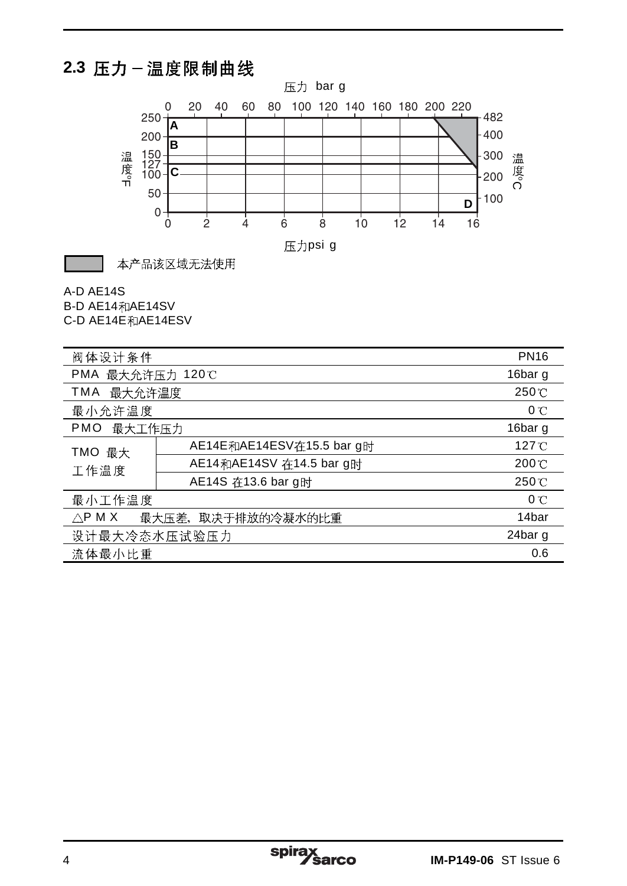## 2.3 压力－温度限制曲线

压力 bar g

0 20 40 60 80 100 120 140 160 180 200 220

温度°F: 250, 200, 150, 127, 100, 50, 0

温度°C: 482, 400, 300, 200, 100

A, B, C, D

0 2 4 6 8 10 12 14 16

压力psi g

本产品该区域无法使用

A-D AE14S
B-D AE14和AE14SV
C-D AE14E和AE14ESV

| 阀体设计条件 | | PN16 |
|---|---|---|
| PMA 最大允许压力 120℃ | | 16bar g |
| TMA 最大允许温度 | | 250℃ |
| 最小允许温度 | | 0℃ |
| PMO 最大工作压力 | | 16bar g |
| TMO 最大工作温度 | AE14E和AE14ESV在15.5 bar g时 | 127℃ |
| | AE14和AE14SV 在14.5 bar g时 | 200℃ |
| | AE14S 在13.6 bar g时 | 250℃ |
| 最小工作温度 | | 0℃ |
| △PMX 最大压差，取决于排放的冷凝水的比重 | | 14bar |
| 设计最大冷态水压试验压力 | | 24bar g |
| 流体最小比重 | | 0.6 |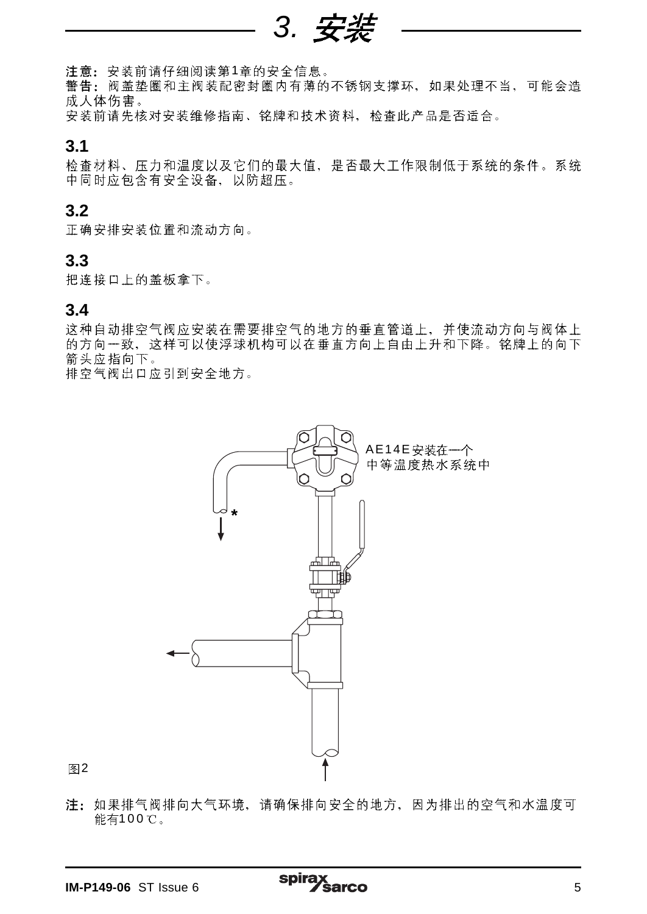# 3. 安装

**注意**：安装前请仔细阅读第1章的安全信息。

**警告**：阀盖垫圈和主阀装配密封圈内有薄的不锈钢支撑环，如果处理不当，可能会造成人体伤害。

安装前请先核对安装维修指南、铭牌和技术资料，检查此产品是否适合。

## 3.1

检查材料、压力和温度以及它们的最大值，是否最大工作限制低于系统的条件。系统中同时应包含有安全设备，以防超压。

## 3.2

正确安排安装位置和流动方向。

## 3.3

把连接口上的盖板拿下。

## 3.4

这种自动排空气阀应安装在需要排空气的地方的垂直管道上，并使流动方向与阀体上的方向一致，这样可以使浮球机构可以在垂直方向上自由上升和下降。铭牌上的向下箭头应指向下。

排空气阀出口应引到安全地方。

AE14E安装在一个中等温度热水系统中

*

图2

**注**：如果排气阀排向大气环境，请确保排向安全的地方，因为排出的空气和水温度可能有100℃。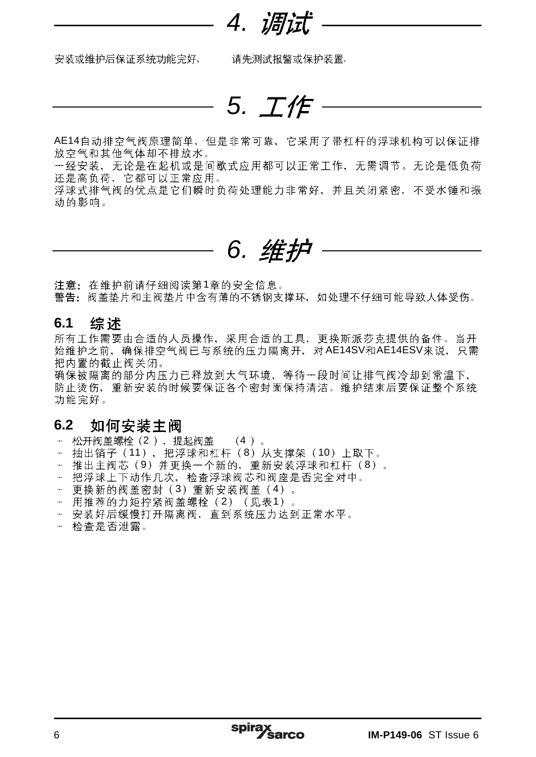# 4. 调试

安装或维护后保证系统功能完好, 请先测试报警或保护装置.

# 5. 工作

AE14自动排空气阀原理简单, 但是非常可靠, 它采用了带杠杆的浮球机构可以保证排放空气和其他气体却不排放水。
一经安装, 无论是在起机或是间歇式应用都可以正常工作, 无需调节。无论是低负荷还是高负荷, 它都可以正常应用。
浮球式排气阀的优点是它们瞬时负荷处理能力非常好, 并且关闭紧密, 不受水锤和振动的影响。

# 6. 维护

**注意:** 在维护前请仔细阅读第1章的安全信息。
**警告:** 阀盖垫片和主阀垫片中含有薄的不锈钢支撑环, 如处理不仔细可能导致人体受伤。

## 6.1 综述

所有工作需要由合适的人员操作, 采用合适的工具, 更换斯派莎克提供的备件。当开始维护之前, 确保排空气阀已与系统的压力隔离开, 对AE14SV和AE14ESV来说, 只需把内置的截止阀关闭。
确保被隔离的部分内压力已释放到大气环境, 等待一段时间让排气阀冷却到常温下, 防止烫伤, 重新安装的时候要保证各个密封面保持清洁。维护结束后要保证整个系统功能完好。

## 6.2 如何安装主阀

- 松开阀盖螺栓 (2), 提起阀盖 (4)。
- 抽出销子 (11), 把浮球和杠杆 (8) 从支撑架 (10) 上取下。
- 推出主阀芯 (9) 并更换一个新的, 重新安装浮球和杠杆 (8)。
- 把浮球上下动作几次, 检查浮球阀芯和阀座是否完全对中。
- 更换新的阀盖密封 (3) 重新安装阀盖 (4)。
- 用推荐的力矩拧紧阀盖螺栓 (2) (见表1)。
- 安装好后缓慢打开隔离阀, 直到系统压力达到正常水平。
- 检查是否泄露。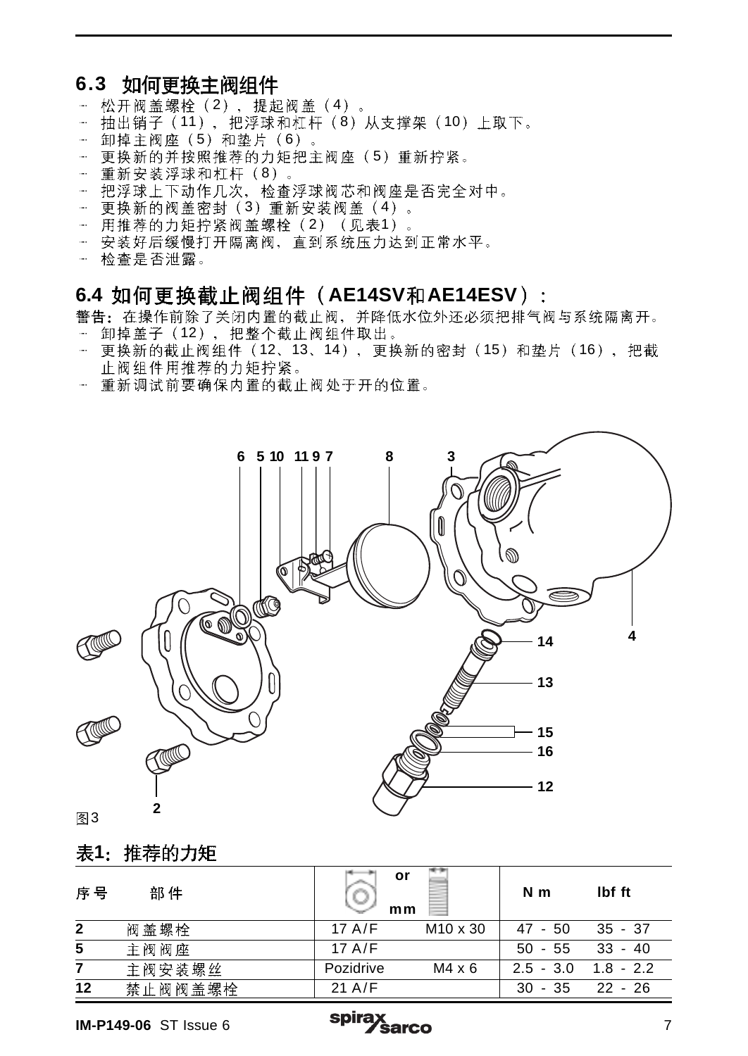## 6.3 如何更换主阀组件

- 松开阀盖螺栓（2），提起阀盖（4）。
- 抽出销子（11），把浮球和杠杆（8）从支撑架（10）上取下。
- 卸掉主阀座（5）和垫片（6）。
- 更换新的并按照推荐的力矩把主阀座（5）重新拧紧。
- 重新安装浮球和杠杆（8）。
- 把浮球上下动作几次，检查浮球阀芯和阀座是否完全对中。
- 更换新的阀盖密封（3）重新安装阀盖（4）。
- 用推荐的力矩拧紧阀盖螺栓（2）（见表1）。
- 安装好后缓慢打开隔离阀，直到系统压力达到正常水平。
- 检查是否泄露。

## 6.4 如何更换截止阀组件（AE14SV和AE14ESV）：

**警告**：在操作前除了关闭内置的截止阀，并降低水位外还必须把排气阀与系统隔离开。

- 卸掉盖子（12），把整个截止阀组件取出。
- 更换新的截止阀组件（12、13、14），更换新的密封（15）和垫片（16），把截止阀组件用推荐的力矩拧紧。
- 重新调试前要确保内置的截止阀处于开的位置。

图3

## 表1：推荐的力矩

| 序号 | 部件 | or mm | | N m | lbf ft |
|---|---|---|---|---|---|
| 2 | 阀盖螺栓 | 17 A/F | M10 x 30 | 47 - 50 | 35 - 37 |
| 5 | 主阀阀座 | 17 A/F | | 50 - 55 | 33 - 40 |
| 7 | 主阀安装螺丝 | Pozidrive | M4 x 6 | 2.5 - 3.0 | 1.8 - 2.2 |
| 12 | 禁止阀阀盖螺栓 | 21 A/F | | 30 - 35 | 22 - 26 |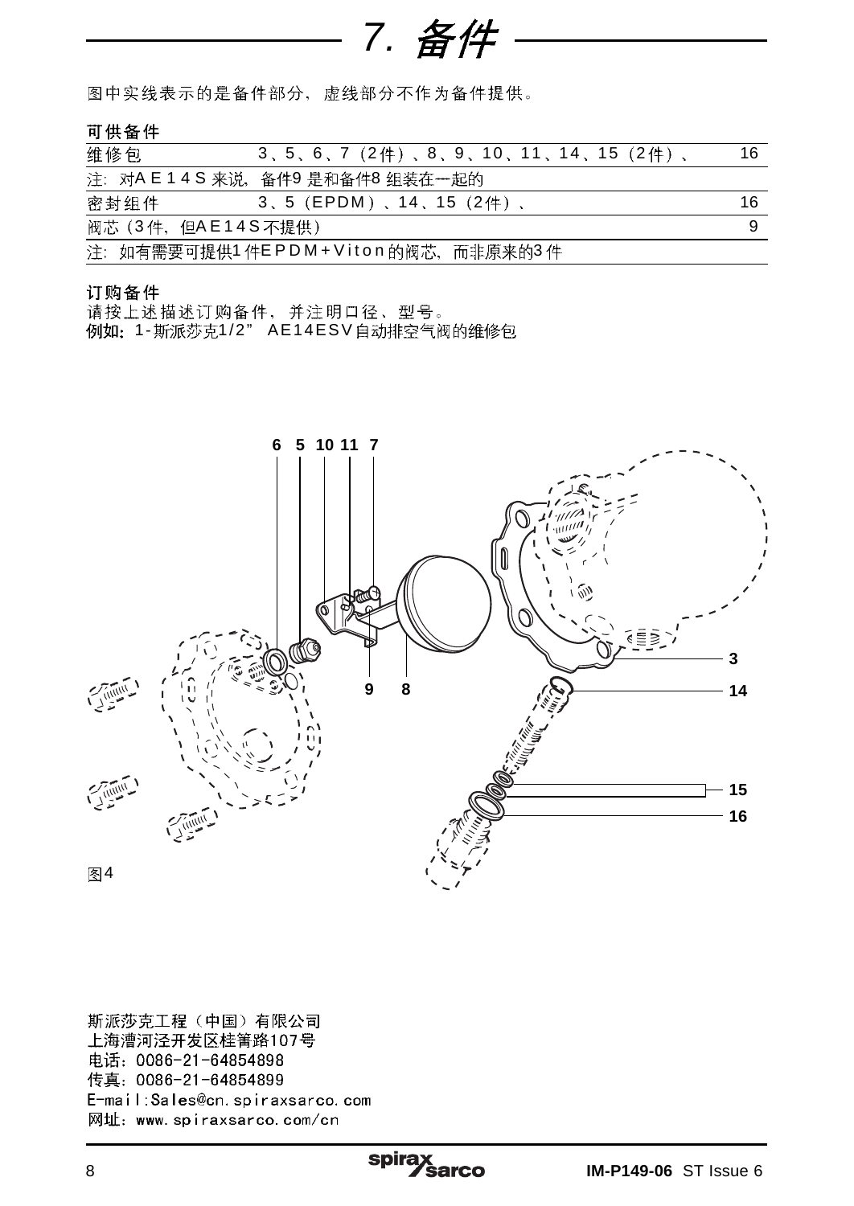# 7. 备件

图中实线表示的是备件部分，虚线部分不作为备件提供。

### 可供备件

| | | |
|---|---|---|
| 维修包 | 3、5、6、7（2件）、8、9、10、11、14、15（2件）、 | 16 |
| 注：对A E 1 4 S 来说，备件9 是和备件8 组装在一起的 | | |
| 密封组件 | 3、5（EPDM）、14、15（2件）、 | 16 |
| 阀芯（3件，但A E 1 4 S 不提供） | | 9 |
| 注：如有需要可提供1 件E P D M + V i t o n 的阀芯，而非原来的3 件 | | |

### 订购备件

请按上述描述订购备件，并注明口径、型号。

**例如：** 1-斯派莎克1/2" AE14ESV自动排空气阀的维修包

6 5 10 11 7

9 8

3

14

15

16

图4

斯派莎克工程（中国）有限公司
上海漕河泾开发区桂箐路107号
电话：0086-21-64854898
传真：0086-21-64854899
E-mail:Sales@cn.spiraxsarco.com
网址：www.spiraxsarco.com/cn

IM-P149-06 ST Issue 6